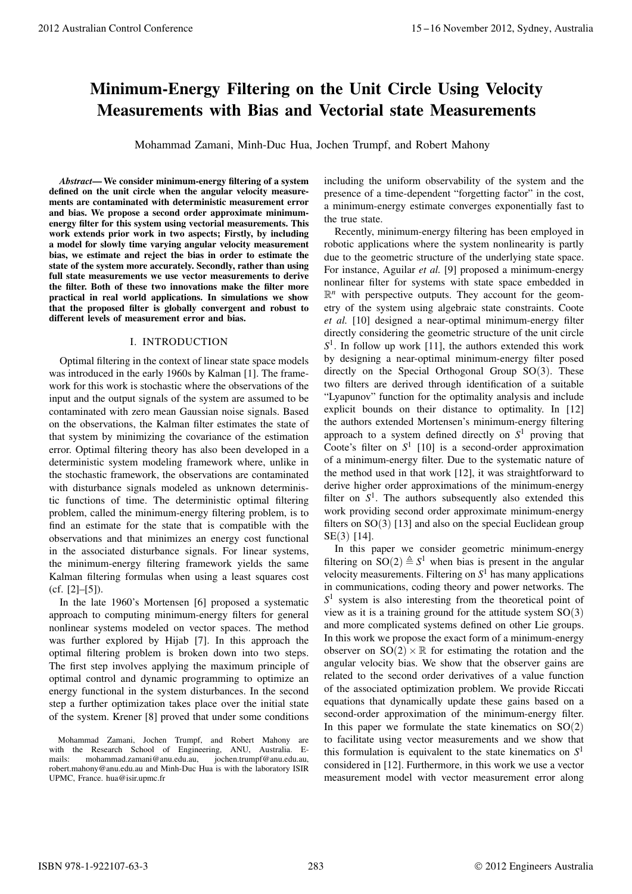# Minimum-Energy Filtering on the Unit Circle Using Velocity Measurements with Bias and Vectorial state Measurements

Mohammad Zamani, Minh-Duc Hua, Jochen Trumpf, and Robert Mahony

***Abstract*— We consider minimum-energy filtering of a system defined on the unit circle when the angular velocity measurements are contaminated with deterministic measurement error and bias. We propose a second order approximate minimum-energy filter for this system using vectorial measurements. This work extends prior work in two aspects; Firstly, by including a model for slowly time varying angular velocity measurement bias, we estimate and reject the bias in order to estimate the state of the system more accurately. Secondly, rather than using full state measurements we use vector measurements to derive the filter. Both of these two innovations make the filter more practical in real world applications. In simulations we show that the proposed filter is globally convergent and robust to different levels of measurement error and bias.**

## I. INTRODUCTION

Optimal filtering in the context of linear state space models was introduced in the early 1960s by Kalman [1]. The framework for this work is stochastic where the observations of the input and the output signals of the system are assumed to be contaminated with zero mean Gaussian noise signals. Based on the observations, the Kalman filter estimates the state of that system by minimizing the covariance of the estimation error. Optimal filtering theory has also been developed in a deterministic system modeling framework where, unlike in the stochastic framework, the observations are contaminated with disturbance signals modeled as unknown deterministic functions of time. The deterministic optimal filtering problem, called the minimum-energy filtering problem, is to find an estimate for the state that is compatible with the observations and that minimizes an energy cost functional in the associated disturbance signals. For linear systems, the minimum-energy filtering framework yields the same Kalman filtering formulas when using a least squares cost (cf. [2]–[5]).

In the late 1960's Mortensen [6] proposed a systematic approach to computing minimum-energy filters for general nonlinear systems modeled on vector spaces. The method was further explored by Hijab [7]. In this approach the optimal filtering problem is broken down into two steps. The first step involves applying the maximum principle of optimal control and dynamic programming to optimize an energy functional in the system disturbances. In the second step a further optimization takes place over the initial state of the system. Krener [8] proved that under some conditions including the uniform observability of the system and the presence of a time-dependent "forgetting factor" in the cost, a minimum-energy estimate converges exponentially fast to the true state.

Recently, minimum-energy filtering has been employed in robotic applications where the system nonlinearity is partly due to the geometric structure of the underlying state space. For instance, Aguilar *et al.* [9] proposed a minimum-energy nonlinear filter for systems with state space embedded in $\mathbb{R}^n$ with perspective outputs. They account for the geometry of the system using algebraic state constraints. Coote *et al.* [10] designed a near-optimal minimum-energy filter directly considering the geometric structure of the unit circle $S^1$. In follow up work [11], the authors extended this work by designing a near-optimal minimum-energy filter posed directly on the Special Orthogonal Group $\mathrm{SO}(3)$. These two filters are derived through identification of a suitable "Lyapunov" function for the optimality analysis and include explicit bounds on their distance to optimality. In [12] the authors extended Mortensen's minimum-energy filtering approach to a system defined directly on $S^1$ proving that Coote's filter on $S^1$ [10] is a second-order approximation of a minimum-energy filter. Due to the systematic nature of the method used in that work [12], it was straightforward to derive higher order approximations of the minimum-energy filter on $S^1$. The authors subsequently also extended this work providing second order approximate minimum-energy filters on $\mathrm{SO}(3)$ [13] and also on the special Euclidean group $\mathrm{SE}(3)$ [14].

In this paper we consider geometric minimum-energy filtering on $\mathrm{SO}(2) \triangleq S^1$ when bias is present in the angular velocity measurements. Filtering on $S^1$ has many applications in communications, coding theory and power networks. The $S^1$ system is also interesting from the theoretical point of view as it is a training ground for the attitude system $\mathrm{SO}(3)$ and more complicated systems defined on other Lie groups. In this work we propose the exact form of a minimum-energy observer on $\mathrm{SO}(2) \times \mathbb{R}$ for estimating the rotation and the angular velocity bias. We show that the observer gains are related to the second order derivatives of a value function of the associated optimization problem. We provide Riccati equations that dynamically update these gains based on a second-order approximation of the minimum-energy filter. In this paper we formulate the state kinematics on $\mathrm{SO}(2)$ to facilitate using vector measurements and we show that this formulation is equivalent to the state kinematics on $S^1$ considered in [12]. Furthermore, in this work we use a vector measurement model with vector measurement error along

Mohammad Zamani, Jochen Trumpf, and Robert Mahony are with the Research School of Engineering, ANU, Australia. E-mails: mohammad.zamani@anu.edu.au, jochen.trumpf@anu.edu.au, robert.mahony@anu.edu.au and Minh-Duc Hua is with the laboratory ISIR UPMC, France. hua@isir.upmc.fr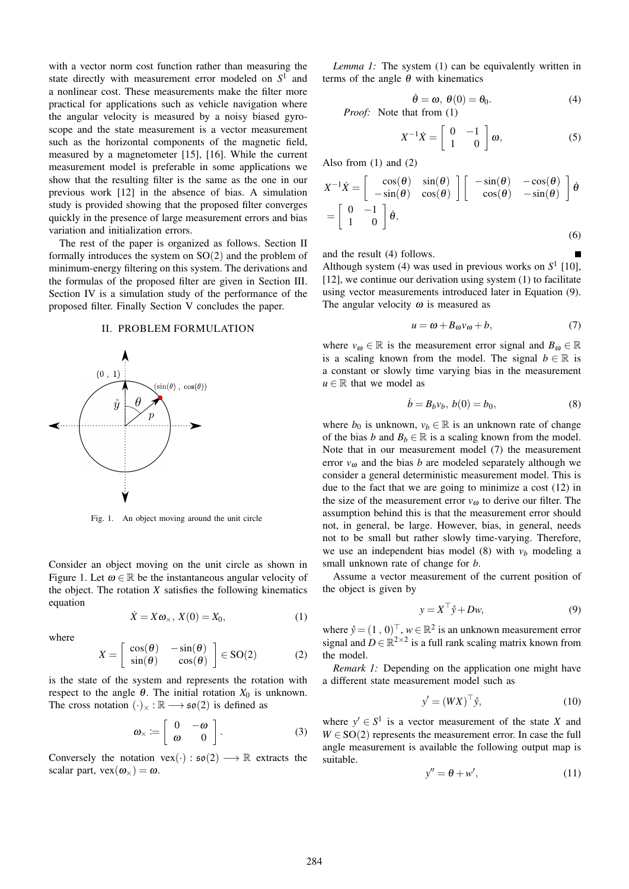with a vector norm cost function rather than measuring the state directly with measurement error modeled on $S^1$ and a nonlinear cost. These measurements make the filter more practical for applications such as vehicle navigation where the angular velocity is measured by a noisy biased gyroscope and the state measurement is a vector measurement such as the horizontal components of the magnetic field, measured by a magnetometer [15], [16]. While the current measurement model is preferable in some applications we show that the resulting filter is the same as the one in our previous work [12] in the absence of bias. A simulation study is provided showing that the proposed filter converges quickly in the presence of large measurement errors and bias variation and initialization errors.

The rest of the paper is organized as follows. Section II formally introduces the system on SO(2) and the problem of minimum-energy filtering on this system. The derivations and the formulas of the proposed filter are given in Section III. Section IV is a simulation study of the performance of the proposed filter. Finally Section V concludes the paper.

## II. Problem Formulation

(0 , 1)

$(\sin(\theta)$ , $\cos(\theta))$

$\mathring{y}$

$\theta$

$p$

Fig. 1. An object moving around the unit circle

Consider an object moving on the unit circle as shown in Figure 1. Let $\omega \in \mathbb{R}$ be the instantaneous angular velocity of the object. The rotation $X$ satisfies the following kinematics equation

$$\dot{X} = X\omega_\times,\ X(0) = X_0, \tag{1}$$

where

$$X = \begin{bmatrix} \cos(\theta) & -\sin(\theta) \\ \sin(\theta) & \cos(\theta) \end{bmatrix} \in \mathrm{SO}(2) \tag{2}$$

is the state of the system and represents the rotation with respect to the angle $\theta$. The initial rotation $X_0$ is unknown. The cross notation $(\cdot)_\times : \mathbb{R} \longrightarrow \mathfrak{so}(2)$ is defined as

$$\omega_\times := \begin{bmatrix} 0 & -\omega \\ \omega & 0 \end{bmatrix}. \tag{3}$$

Conversely the notation $\mathrm{vex}(\cdot) : \mathfrak{so}(2) \longrightarrow \mathbb{R}$ extracts the scalar part, $\mathrm{vex}(\omega_\times) = \omega$.

*Lemma 1:* The system (1) can be equivalently written in terms of the angle $\theta$ with kinematics

$$\dot{\theta} = \omega,\ \theta(0) = \theta_0. \tag{4}$$

*Proof:* Note that from (1)

$$X^{-1}\dot{X} = \begin{bmatrix} 0 & -1 \\ 1 & 0 \end{bmatrix}\omega, \tag{5}$$

Also from (1) and (2)

$$X^{-1}\dot{X} = \begin{bmatrix} \cos(\theta) & \sin(\theta) \\ -\sin(\theta) & \cos(\theta) \end{bmatrix}\begin{bmatrix} -\sin(\theta) & -\cos(\theta) \\ \cos(\theta) & -\sin(\theta) \end{bmatrix}\dot{\theta}$$
$$= \begin{bmatrix} 0 & -1 \\ 1 & 0 \end{bmatrix}\dot{\theta}, \tag{6}$$

and the result (4) follows. ■

Although system (4) was used in previous works on $S^1$ [10], [12], we continue our derivation using system (1) to facilitate using vector measurements introduced later in Equation (9). The angular velocity $\omega$ is measured as

$$u = \omega + B_\omega v_\omega + b, \tag{7}$$

where $v_\omega \in \mathbb{R}$ is the measurement error signal and $B_\omega \in \mathbb{R}$ is a scaling known from the model. The signal $b \in \mathbb{R}$ is a constant or slowly time varying bias in the measurement $u \in \mathbb{R}$ that we model as

$$\dot{b} = B_b v_b,\ b(0) = b_0, \tag{8}$$

where $b_0$ is unknown, $v_b \in \mathbb{R}$ is an unknown rate of change of the bias $b$ and $B_b \in \mathbb{R}$ is a scaling known from the model. Note that in our measurement model (7) the measurement error $v_\omega$ and the bias $b$ are modeled separately although we consider a general deterministic measurement model. This is due to the fact that we are going to minimize a cost (12) in the size of the measurement error $v_\omega$ to derive our filter. The assumption behind this is that the measurement error should not, in general, be large. However, bias, in general, needs not to be small but rather slowly time-varying. Therefore, we use an independent bias model (8) with $v_b$ modeling a small unknown rate of change for $b$.

Assume a vector measurement of the current position of the object is given by

$$y = X^\top \mathring{y} + Dw, \tag{9}$$

where $\mathring{y} = (1\ ,\ 0)^\top$, $w \in \mathbb{R}^2$ is an unknown measurement error signal and $D \in \mathbb{R}^{2\times 2}$ is a full rank scaling matrix known from the model.

*Remark 1:* Depending on the application one might have a different state measurement model such as

$$y' = (WX)^\top \mathring{y}, \tag{10}$$

where $y' \in S^1$ is a vector measurement of the state $X$ and $W \in \mathrm{SO}(2)$ represents the measurement error. In case the full angle measurement is available the following output map is suitable.

$$y'' = \theta + w', \tag{11}$$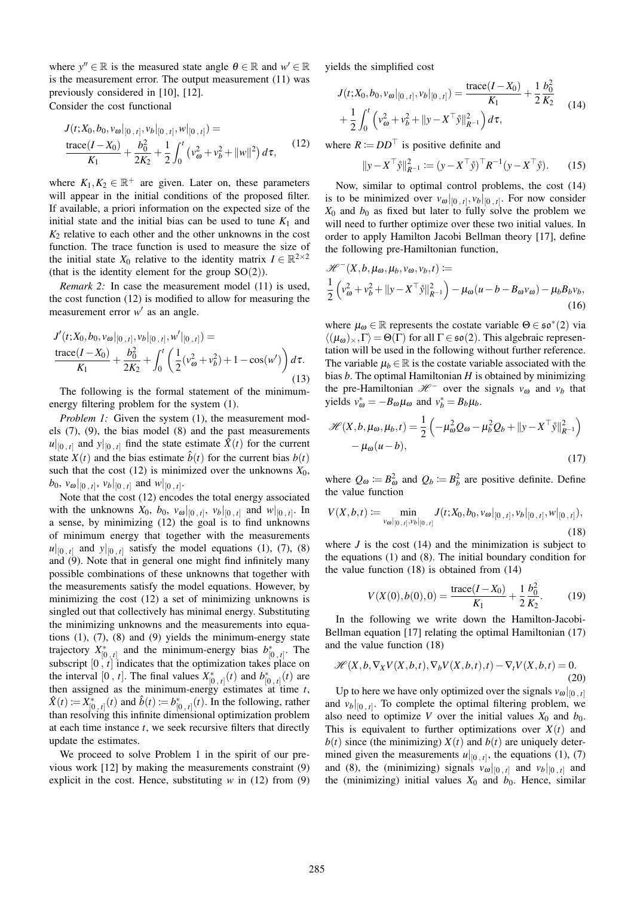where $y'' \in \mathbb{R}$ is the measured state angle $\theta \in \mathbb{R}$ and $w' \in \mathbb{R}$ is the measurement error. The output measurement (11) was previously considered in [10], [12].

Consider the cost functional

$$J(t; X_0, b_0, v_\omega|_{[0\,,\,t]}, v_b|_{[0\,,\,t]}, w|_{[0\,,\,t]}) = \frac{\mathrm{trace}(I - X_0)}{K_1} + \frac{b_0^2}{2K_2} + \frac{1}{2}\int_0^t \left(v_\omega^2 + v_b^2 + \|w\|^2\right) d\tau, \tag{12}$$

where $K_1, K_2 \in \mathbb{R}^+$ are given. Later on, these parameters will appear in the initial conditions of the proposed filter. If available, a priori information on the expected size of the initial state and the initial bias can be used to tune $K_1$ and $K_2$ relative to each other and the other unknowns in the cost function. The trace function is used to measure the size of the initial state $X_0$ relative to the identity matrix $I \in \mathbb{R}^{2\times 2}$ (that is the identity element for the group $\mathrm{SO}(2)$).

*Remark 2:* In case the measurement model (11) is used, the cost function (12) is modified to allow for measuring the measurement error $w'$ as an angle.

$$J'(t; X_0, b_0, v_\omega|_{[0\,,\,t]}, v_b|_{[0\,,\,t]}, w'|_{[0\,,\,t]}) = \frac{\mathrm{trace}(I - X_0)}{K_1} + \frac{b_0^2}{2K_2} + \int_0^t \left(\frac{1}{2}(v_\omega^2 + v_b^2) + 1 - \cos(w')\right) d\tau. \tag{13}$$

The following is the formal statement of the minimum-energy filtering problem for the system (1).

*Problem 1:* Given the system (1), the measurement models (7), (9), the bias model (8) and the past measurements $u|_{[0\,,\,t]}$ and $y|_{[0\,,\,t]}$ find the state estimate $\hat{X}(t)$ for the current state $X(t)$ and the bias estimate $\hat{b}(t)$ for the current bias $b(t)$ such that the cost (12) is minimized over the unknowns $X_0$, $b_0$, $v_\omega|_{[0\,,\,t]}$, $v_b|_{[0\,,\,t]}$ and $w|_{[0\,,\,t]}$.

Note that the cost (12) encodes the total energy associated with the unknowns $X_0$, $b_0$, $v_\omega|_{[0\,,\,t]}$, $v_b|_{[0\,,\,t]}$ and $w|_{[0\,,\,t]}$. In a sense, by minimizing (12) the goal is to find unknowns of minimum energy that together with the measurements $u|_{[0\,,\,t]}$ and $y|_{[0\,,\,t]}$ satisfy the model equations (1), (7), (8) and (9). Note that in general one might find infinitely many possible combinations of these unknowns that together with the measurements satisfy the model equations. However, by minimizing the cost (12) a set of minimizing unknowns is singled out that collectively has minimal energy. Substituting the minimizing unknowns and the measurements into equations (1), (7), (8) and (9) yields the minimum-energy state trajectory $X^*_{[0\,,\,t]}$ and the minimum-energy bias $b^*_{[0\,,\,t]}$. The subscript $[0\,,\,t]$ indicates that the optimization takes place on the interval $[0\,,\,t]$. The final values $X^*_{[0\,,\,t]}(t)$ and $b^*_{[0\,,\,t]}(t)$ are then assigned as the minimum-energy estimates at time $t$, $\hat{X}(t) := X^*_{[0\,,\,t]}(t)$ and $\hat{b}(t) := b^*_{[0\,,\,t]}(t)$. In the following, rather than resolving this infinite dimensional optimization problem at each time instance $t$, we seek recursive filters that directly update the estimates.

We proceed to solve Problem 1 in the spirit of our previous work [12] by making the measurements constraint (9) explicit in the cost. Hence, substituting $w$ in (12) from (9) yields the simplified cost

$$J(t; X_0, b_0, v_\omega|_{[0\,,\,t]}, v_b|_{[0\,,\,t]}) = \frac{\mathrm{trace}(I - X_0)}{K_1} + \frac{1}{2}\frac{b_0^2}{K_2} + \frac{1}{2}\int_0^t \left(v_\omega^2 + v_b^2 + \|y - X^\top \mathring{y}\|^2_{R^{-1}}\right) d\tau, \tag{14}$$

where $R := DD^\top$ is positive definite and

$$\|y - X^\top \mathring{y}\|^2_{R^{-1}} := (y - X^\top \mathring{y})^\top R^{-1} (y - X^\top \mathring{y}). \tag{15}$$

Now, similar to optimal control problems, the cost (14) is to be minimized over $v_\omega|_{[0\,,\,t]}, v_b|_{[0\,,\,t]}$. For now consider $X_0$ and $b_0$ as fixed but later to fully solve the problem we will need to further optimize over these two initial values. In order to apply Hamilton Jacobi Bellman theory [17], define the following pre-Hamiltonian function,

$$\mathscr{H}^-(X, b, \mu_\omega, \mu_b, v_\omega, v_b, t) := \frac{1}{2}\left(v_\omega^2 + v_b^2 + \|y - X^\top \mathring{y}\|^2_{R^{-1}}\right) - \mu_\omega(u - b - B_\omega v_\omega) - \mu_b B_b v_b, \tag{16}$$

where $\mu_\omega \in \mathbb{R}$ represents the costate variable $\Theta \in \mathfrak{so}^*(2)$ via $\langle (\mu_\omega)_\times, \Gamma \rangle = \Theta(\Gamma)$ for all $\Gamma \in \mathfrak{so}(2)$. This algebraic representation will be used in the following without further reference. The variable $\mu_b \in \mathbb{R}$ is the costate variable associated with the bias $b$. The optimal Hamiltonian $H$ is obtained by minimizing the pre-Hamiltonian $\mathscr{H}^-$ over the signals $v_\omega$ and $v_b$ that yields $v^*_\omega = -B_\omega \mu_\omega$ and $v^*_b = B_b \mu_b$.

$$\mathscr{H}(X, b, \mu_\omega, \mu_b, t) = \frac{1}{2}\left(-\mu_\omega^2 Q_\omega - \mu_b^2 Q_b + \|y - X^\top \mathring{y}\|^2_{R^{-1}}\right) - \mu_\omega(u - b), \tag{17}$$

where $Q_\omega := B_\omega^2$ and $Q_b := B_b^2$ are positive definite. Define the value function

$$V(X, b, t) := \min_{v_\omega|_{[0\,,\,t]}, v_b|_{[0\,,\,t]}} J(t; X_0, b_0, v_\omega|_{[0\,,\,t]}, v_b|_{[0\,,\,t]}, w|_{[0\,,\,t]}), \tag{18}$$

where $J$ is the cost (14) and the minimization is subject to the equations (1) and (8). The initial boundary condition for the value function (18) is obtained from (14)

$$V(X(0), b(0), 0) = \frac{\mathrm{trace}(I - X_0)}{K_1} + \frac{1}{2}\frac{b_0^2}{K_2}. \tag{19}$$

In the following we write down the Hamilton-Jacobi-Bellman equation [17] relating the optimal Hamiltonian (17) and the value function (18)

$$\mathscr{H}(X, b, \nabla_X V(X, b, t), \nabla_b V(X, b, t), t) - \nabla_t V(X, b, t) = 0. \tag{20}$$

Up to here we have only optimized over the signals $v_\omega|_{[0\,,\,t]}$ and $v_b|_{[0\,,\,t]}$. To complete the optimal filtering problem, we also need to optimize $V$ over the initial values $X_0$ and $b_0$. This is equivalent to further optimizations over $X(t)$ and $b(t)$ since (the minimizing) $X(t)$ and $b(t)$ are uniquely determined given the measurements $u|_{[0\,,\,t]}$, the equations (1), (7) and (8), the (minimizing) signals $v_\omega|_{[0\,,\,t]}$ and $v_b|_{[0\,,\,t]}$ and the (minimizing) initial values $X_0$ and $b_0$. Hence, similar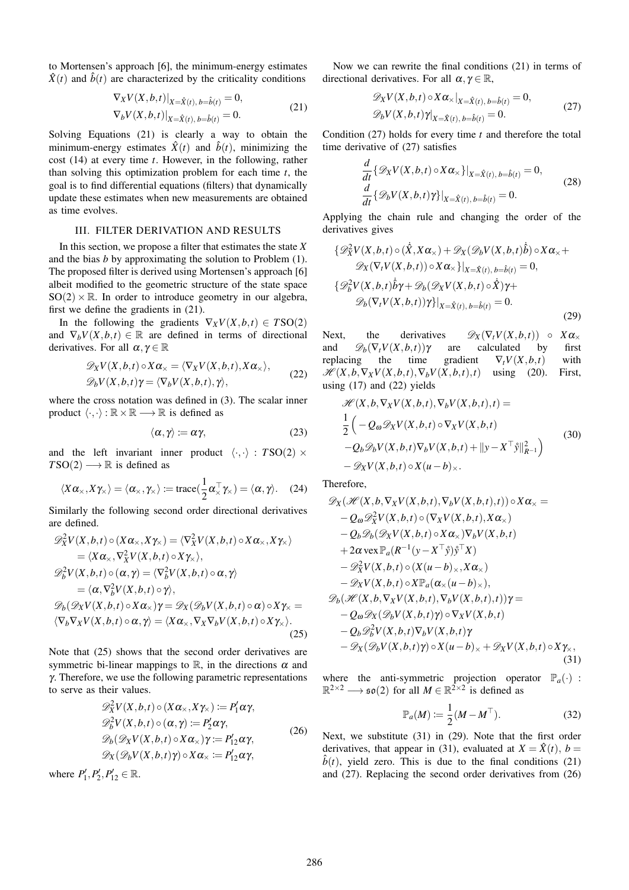to Mortensen's approach [6], the minimum-energy estimates $\hat{X}(t)$ and $\hat{b}(t)$ are characterized by the criticality conditions

$$
\begin{aligned}
\nabla_X V(X,b,t)|_{X=\hat{X}(t),\, b=\hat{b}(t)} &= 0, \\
\nabla_b V(X,b,t)|_{X=\hat{X}(t),\, b=\hat{b}(t)} &= 0.
\end{aligned}
\tag{21}
$$

Solving Equations (21) is clearly a way to obtain the minimum-energy estimates $\hat{X}(t)$ and $\hat{b}(t)$, minimizing the cost (14) at every time $t$. However, in the following, rather than solving this optimization problem for each time $t$, the goal is to find differential equations (filters) that dynamically update these estimates when new measurements are obtained as time evolves.

## III. FILTER DERIVATION AND RESULTS

In this section, we propose a filter that estimates the state $X$ and the bias $b$ by approximating the solution to Problem (1). The proposed filter is derived using Mortensen's approach [6] albeit modified to the geometric structure of the state space $\mathrm{SO}(2)\times\mathbb{R}$. In order to introduce geometry in our algebra, first we define the gradients in (21).

In the following the gradients $\nabla_X V(X,b,t) \in T\mathrm{SO}(2)$ and $\nabla_b V(X,b,t) \in \mathbb{R}$ are defined in terms of directional derivatives. For all $\alpha,\gamma \in \mathbb{R}$

$$
\begin{aligned}
\mathscr{D}_X V(X,b,t) \circ X\alpha_\times &= \langle \nabla_X V(X,b,t), X\alpha_\times \rangle, \\
\mathscr{D}_b V(X,b,t)\gamma &= \langle \nabla_b V(X,b,t), \gamma \rangle,
\end{aligned}
\tag{22}
$$

where the cross notation was defined in (3). The scalar inner product $\langle\cdot,\cdot\rangle : \mathbb{R}\times\mathbb{R} \longrightarrow \mathbb{R}$ is defined as

$$
\langle \alpha, \gamma \rangle := \alpha\gamma,
\tag{23}
$$

and the left invariant inner product $\langle\cdot,\cdot\rangle : T\mathrm{SO}(2) \times T\mathrm{SO}(2) \longrightarrow \mathbb{R}$ is defined as

$$
\langle X\alpha_\times, X\gamma_\times \rangle = \langle \alpha_\times, \gamma_\times \rangle := \mathrm{trace}(\frac{1}{2}\alpha_\times^\top \gamma_\times) = \langle \alpha, \gamma \rangle.
\tag{24}
$$

Similarly the following second order directional derivatives are defined.

$$
\begin{aligned}
&\mathscr{D}_X^2 V(X,b,t) \circ (X\alpha_\times, X\gamma_\times) = \langle \nabla_X^2 V(X,b,t) \circ X\alpha_\times, X\gamma_\times \rangle \\
&\quad = \langle X\alpha_\times, \nabla_X^2 V(X,b,t) \circ X\gamma_\times \rangle, \\
&\mathscr{D}_b^2 V(X,b,t) \circ (\alpha,\gamma) = \langle \nabla_b^2 V(X,b,t) \circ \alpha, \gamma \rangle \\
&\quad = \langle \alpha, \nabla_b^2 V(X,b,t) \circ \gamma \rangle, \\
&\mathscr{D}_b(\mathscr{D}_X V(X,b,t) \circ X\alpha_\times)\gamma = \mathscr{D}_X(\mathscr{D}_b V(X,b,t) \circ \alpha) \circ X\gamma_\times = \\
&\langle \nabla_b \nabla_X V(X,b,t) \circ \alpha, \gamma \rangle = \langle X\alpha_\times, \nabla_X \nabla_b V(X,b,t) \circ X\gamma_\times \rangle.
\end{aligned}
\tag{25}
$$

Note that (25) shows that the second order derivatives are symmetric bi-linear mappings to $\mathbb{R}$, in the directions $\alpha$ and $\gamma$. Therefore, we use the following parametric representations to serve as their values.

$$
\begin{aligned}
\mathscr{D}_X^2 V(X,b,t) \circ (X\alpha_\times, X\gamma_\times) &:= P_1' \alpha\gamma, \\
\mathscr{D}_b^2 V(X,b,t) \circ (\alpha,\gamma) &:= P_2' \alpha\gamma, \\
\mathscr{D}_b(\mathscr{D}_X V(X,b,t) \circ X\alpha_\times)\gamma &:= P_{12}' \alpha\gamma, \\
\mathscr{D}_X(\mathscr{D}_b V(X,b,t)\gamma) \circ X\alpha_\times &:= P_{12}' \alpha\gamma,
\end{aligned}
\tag{26}
$$

where $P_1', P_2', P_{12}' \in \mathbb{R}$.

Now we can rewrite the final conditions (21) in terms of directional derivatives. For all $\alpha,\gamma \in \mathbb{R}$,

$$
\begin{aligned}
\mathscr{D}_X V(X,b,t) \circ X\alpha_\times|_{X=\hat{X}(t),\, b=\hat{b}(t)} &= 0, \\
\mathscr{D}_b V(X,b,t)\gamma|_{X=\hat{X}(t),\, b=\hat{b}(t)} &= 0.
\end{aligned}
\tag{27}
$$

Condition (27) holds for every time $t$ and therefore the total time derivative of (27) satisfies

$$
\begin{aligned}
\frac{d}{dt}\{\mathscr{D}_X V(X,b,t) \circ X\alpha_\times\}|_{X=\hat{X}(t),\, b=\hat{b}(t)} &= 0, \\
\frac{d}{dt}\{\mathscr{D}_b V(X,b,t)\gamma\}|_{X=\hat{X}(t),\, b=\hat{b}(t)} &= 0.
\end{aligned}
\tag{28}
$$

Applying the chain rule and changing the order of the derivatives gives

$$
\begin{aligned}
&\{\mathscr{D}_X^2 V(X,b,t) \circ (\dot{\hat{X}}, X\alpha_\times) + \mathscr{D}_X(\mathscr{D}_b V(X,b,t)\dot{\hat{b}}) \circ X\alpha_\times + \\
&\quad \mathscr{D}_X(\nabla_t V(X,b,t)) \circ X\alpha_\times\}|_{X=\hat{X}(t),\, b=\hat{b}(t)} = 0, \\
&\{\mathscr{D}_b^2 V(X,b,t)\dot{\hat{b}}\gamma + \mathscr{D}_b(\mathscr{D}_X V(X,b,t) \circ \dot{\hat{X}})\gamma + \\
&\quad \mathscr{D}_b(\nabla_t V(X,b,t))\gamma\}|_{X=\hat{X}(t),\, b=\hat{b}(t)} = 0.
\end{aligned}
\tag{29}
$$

Next, the derivatives $\mathscr{D}_X(\nabla_t V(X,b,t)) \circ X\alpha_\times$ and $\mathscr{D}_b(\nabla_t V(X,b,t))\gamma$ are calculated by first replacing the time gradient $\nabla_t V(X,b,t)$ with $\mathscr{H}(X,b,\nabla_X V(X,b,t),\nabla_b V(X,b,t),t)$ using (20). First, using (17) and (22) yields

$$
\begin{aligned}
&\mathscr{H}(X,b,\nabla_X V(X,b,t),\nabla_b V(X,b,t),t) = \\
&\frac{1}{2}\Big( -Q_\omega \mathscr{D}_X V(X,b,t) \circ \nabla_X V(X,b,t) \\
&\quad -Q_b \mathscr{D}_b V(X,b,t)\nabla_b V(X,b,t) + \|y - X^\top \mathring{y}\|_{R^{-1}}^2 \Big) \\
&\quad - \mathscr{D}_X V(X,b,t) \circ X(u-b)_\times.
\end{aligned}
\tag{30}
$$

Therefore,

$$
\begin{aligned}
&\mathscr{D}_X(\mathscr{H}(X,b,\nabla_X V(X,b,t),\nabla_b V(X,b,t),t)) \circ X\alpha_\times = \\
&\quad -Q_\omega \mathscr{D}_X^2 V(X,b,t) \circ (\nabla_X V(X,b,t), X\alpha_\times) \\
&\quad -Q_b \mathscr{D}_b(\mathscr{D}_X V(X,b,t) \circ X\alpha_\times)\nabla_b V(X,b,t) \\
&\quad +2\alpha\, \mathrm{vex}\,\mathbb{P}_a(R^{-1}(y - X^\top \mathring{y})\mathring{y}^\top X) \\
&\quad -\mathscr{D}_X^2 V(X,b,t) \circ (X(u-b)_\times, X\alpha_\times) \\
&\quad -\mathscr{D}_X V(X,b,t) \circ X\mathbb{P}_a(\alpha_\times(u-b)_\times), \\
&\mathscr{D}_b(\mathscr{H}(X,b,\nabla_X V(X,b,t),\nabla_b V(X,b,t),t))\gamma = \\
&\quad -Q_\omega \mathscr{D}_X(\mathscr{D}_b V(X,b,t)\gamma) \circ \nabla_X V(X,b,t) \\
&\quad -Q_b \mathscr{D}_b^2 V(X,b,t)\nabla_b V(X,b,t)\gamma \\
&\quad -\mathscr{D}_X(\mathscr{D}_b V(X,b,t)\gamma) \circ X(u-b)_\times + \mathscr{D}_X V(X,b,t) \circ X\gamma_\times,
\end{aligned}
\tag{31}
$$

where the anti-symmetric projection operator $\mathbb{P}_a(\cdot) : \mathbb{R}^{2\times 2} \longrightarrow \mathfrak{so}(2)$ for all $M \in \mathbb{R}^{2\times 2}$ is defined as

$$
\mathbb{P}_a(M) := \frac{1}{2}(M - M^\top).
\tag{32}
$$

Next, we substitute (31) in (29). Note that the first order derivatives, that appear in (31), evaluated at $X = \hat{X}(t)$, $b = \hat{b}(t)$, yield zero. This is due to the final conditions (21) and (27). Replacing the second order derivatives from (26)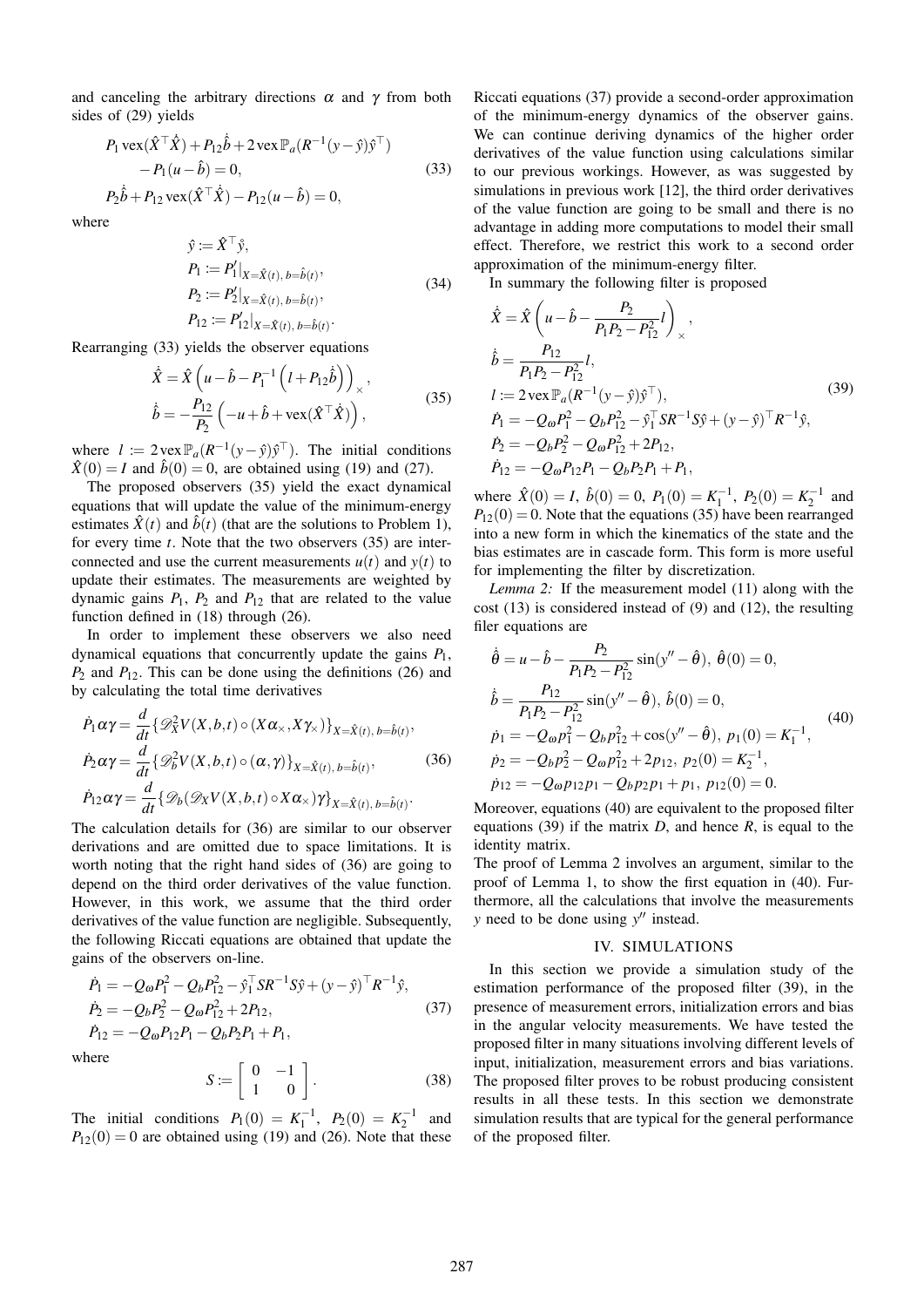and canceling the arbitrary directions $\alpha$ and $\gamma$ from both sides of (29) yields

$$
\begin{aligned}
& P_1 \operatorname{vex}(\hat{X}^\top \dot{\hat{X}}) + P_{12}\dot{\hat{b}} + 2\operatorname{vex}\mathbb{P}_a(R^{-1}(y-\hat{y})\hat{y}^\top) \\
& \quad - P_1(u-\hat{b}) = 0, \\
& P_2\dot{\hat{b}} + P_{12}\operatorname{vex}(\hat{X}^\top \dot{\hat{X}}) - P_{12}(u-\hat{b}) = 0,
\end{aligned}
\tag{33}
$$

where

$$
\begin{aligned}
\hat{y} &:= \hat{X}^\top \mathring{y}, \\
P_1 &:= P_1'|_{X=\hat{X}(t),\, b=\hat{b}(t)}, \\
P_2 &:= P_2'|_{X=\hat{X}(t),\, b=\hat{b}(t)}, \\
P_{12} &:= P_{12}'|_{X=\hat{X}(t),\, b=\hat{b}(t)}.
\end{aligned}
\tag{34}
$$

Rearranging (33) yields the observer equations

$$
\begin{aligned}
\dot{\hat{X}} &= \hat{X}\left(u - \hat{b} - P_1^{-1}\left(l + P_{12}\dot{\hat{b}}\right)\right)_\times, \\
\dot{\hat{b}} &= -\frac{P_{12}}{P_2}\left(-u + \hat{b} + \operatorname{vex}(\hat{X}^\top \dot{\hat{X}})\right),
\end{aligned}
\tag{35}
$$

where $l := 2\operatorname{vex}\mathbb{P}_a(R^{-1}(y-\hat{y})\hat{y}^\top)$. The initial conditions $\hat{X}(0) = I$ and $\hat{b}(0) = 0$, are obtained using (19) and (27).

The proposed observers (35) yield the exact dynamical equations that will update the value of the minimum-energy estimates $\hat{X}(t)$ and $\hat{b}(t)$ (that are the solutions to Problem 1), for every time $t$. Note that the two observers (35) are interconnected and use the current measurements $u(t)$ and $y(t)$ to update their estimates. The measurements are weighted by dynamic gains $P_1$, $P_2$ and $P_{12}$ that are related to the value function defined in (18) through (26).

In order to implement these observers we also need dynamical equations that concurrently update the gains $P_1$, $P_2$ and $P_{12}$. This can be done using the definitions (26) and by calculating the total time derivatives

$$
\begin{aligned}
\dot{P}_1\alpha\gamma &= \frac{d}{dt}\{\mathscr{D}_X^2 V(X,b,t)\circ(X\alpha_\times, X\gamma_\times)\}_{X=\hat{X}(t),\, b=\hat{b}(t)}, \\
\dot{P}_2\alpha\gamma &= \frac{d}{dt}\{\mathscr{D}_b^2 V(X,b,t)\circ(\alpha,\gamma)\}_{X=\hat{X}(t),\, b=\hat{b}(t)}, \\
\dot{P}_{12}\alpha\gamma &= \frac{d}{dt}\{\mathscr{D}_b(\mathscr{D}_X V(X,b,t)\circ X\alpha_\times)\gamma\}_{X=\hat{X}(t),\, b=\hat{b}(t)}.
\end{aligned}
\tag{36}
$$

The calculation details for (36) are similar to our observer derivations and are omitted due to space limitations. It is worth noting that the right hand sides of (36) are going to depend on the third order derivatives of the value function. However, in this work, we assume that the third order derivatives of the value function are negligible. Subsequently, the following Riccati equations are obtained that update the gains of the observers on-line.

$$
\begin{aligned}
\dot{P}_1 &= -Q_\omega P_1^2 - Q_b P_{12}^2 - \hat{y}_1^\top S R^{-1} S \hat{y} + (y-\hat{y})^\top R^{-1}\hat{y}, \\
\dot{P}_2 &= -Q_b P_2^2 - Q_\omega P_{12}^2 + 2P_{12}, \\
\dot{P}_{12} &= -Q_\omega P_{12} P_1 - Q_b P_2 P_1 + P_1,
\end{aligned}
\tag{37}
$$

where

$$
S := \begin{bmatrix} 0 & -1 \\ 1 & 0 \end{bmatrix}.
\tag{38}
$$

The initial conditions $P_1(0) = K_1^{-1}$, $P_2(0) = K_2^{-1}$ and $P_{12}(0) = 0$ are obtained using (19) and (26). Note that these Riccati equations (37) provide a second-order approximation of the minimum-energy dynamics of the observer gains. We can continue deriving dynamics of the higher order derivatives of the value function using calculations similar to our previous workings. However, as was suggested by simulations in previous work [12], the third order derivatives of the value function are going to be small and there is no advantage in adding more computations to model their small effect. Therefore, we restrict this work to a second order approximation of the minimum-energy filter.

In summary the following filter is proposed

$$
\begin{aligned}
\dot{\hat{X}} &= \hat{X}\left(u - \hat{b} - \frac{P_2}{P_1P_2 - P_{12}^2}l\right)_\times, \\
\dot{\hat{b}} &= \frac{P_{12}}{P_1P_2 - P_{12}^2}l, \\
l &:= 2\operatorname{vex}\mathbb{P}_a(R^{-1}(y-\hat{y})\hat{y}^\top), \\
\dot{P}_1 &= -Q_\omega P_1^2 - Q_b P_{12}^2 - \hat{y}_1^\top S R^{-1} S \hat{y} + (y-\hat{y})^\top R^{-1}\hat{y}, \\
\dot{P}_2 &= -Q_b P_2^2 - Q_\omega P_{12}^2 + 2P_{12}, \\
\dot{P}_{12} &= -Q_\omega P_{12} P_1 - Q_b P_2 P_1 + P_1,
\end{aligned}
\tag{39}
$$

where $\hat{X}(0) = I$, $\hat{b}(0) = 0$, $P_1(0) = K_1^{-1}$, $P_2(0) = K_2^{-1}$ and $P_{12}(0) = 0$. Note that the equations (35) have been rearranged into a new form in which the kinematics of the state and the bias estimates are in cascade form. This form is more useful for implementing the filter by discretization.

*Lemma 2:* If the measurement model (11) along with the cost (13) is considered instead of (9) and (12), the resulting filer equations are

$$
\begin{aligned}
\dot{\hat{\theta}} &= u - \hat{b} - \frac{P_2}{P_1P_2 - P_{12}^2}\sin(y'' - \hat{\theta}),\ \hat{\theta}(0) = 0, \\
\dot{\hat{b}} &= \frac{P_{12}}{P_1P_2 - P_{12}^2}\sin(y'' - \hat{\theta}),\ \hat{b}(0) = 0, \\
\dot{p}_1 &= -Q_\omega p_1^2 - Q_b p_{12}^2 + \cos(y'' - \hat{\theta}),\ p_1(0) = K_1^{-1}, \\
\dot{p}_2 &= -Q_b p_2^2 - Q_\omega p_{12}^2 + 2p_{12},\ p_2(0) = K_2^{-1}, \\
\dot{p}_{12} &= -Q_\omega p_{12} p_1 - Q_b p_2 p_1 + p_1,\ p_{12}(0) = 0.
\end{aligned}
\tag{40}
$$

Moreover, equations (40) are equivalent to the proposed filter equations (39) if the matrix $D$, and hence $R$, is equal to the identity matrix.

The proof of Lemma 2 involves an argument, similar to the proof of Lemma 1, to show the first equation in (40). Furthermore, all the calculations that involve the measurements $y$ need to be done using $y''$ instead.

## IV. SIMULATIONS

In this section we provide a simulation study of the estimation performance of the proposed filter (39), in the presence of measurement errors, initialization errors and bias in the angular velocity measurements. We have tested the proposed filter in many situations involving different levels of input, initialization, measurement errors and bias variations. The proposed filter proves to be robust producing consistent results in all these tests. In this section we demonstrate simulation results that are typical for the general performance of the proposed filter.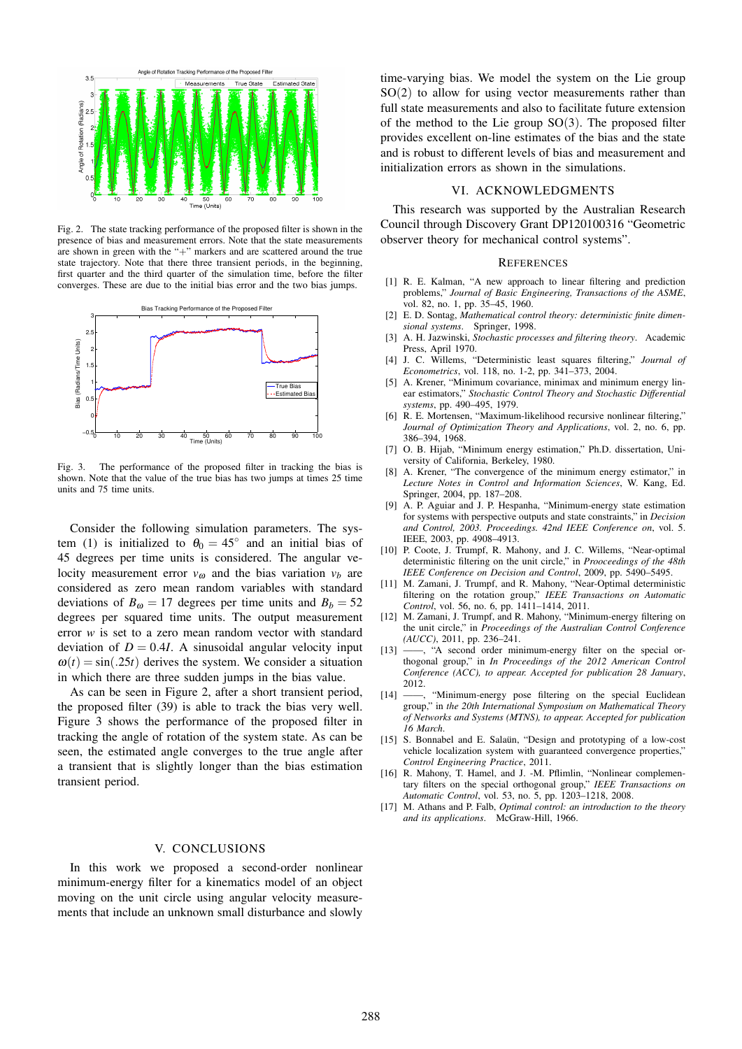Angle of Rotation Tracking Performance of the Proposed Filter

Measurements True State Estimated State

Angle of Rotation (Radians)

3.5
3
2.5
2
1.5
1
0.5
0

0 10 20 30 40 50 60 70 80 90 100

Time (Units)

Fig. 2. The state tracking performance of the proposed filter is shown in the presence of bias and measurement errors. Note that the state measurements are shown in green with the "+" markers and are scattered around the true state trajectory. Note that there three transient periods, in the beginning, first quarter and the third quarter of the simulation time, before the filter converges. These are due to the initial bias error and the two bias jumps.

Bias Tracking Performance of the Proposed Filter

Bias (Radians/Time Units)

3
2.5
2
1.5
1
0.5
0
−0.5

0 10 20 30 40 50 60 70 80 90 100

Time (Units)

True Bias
Estimated Bias

Fig. 3. The performance of the proposed filter in tracking the bias is shown. Note that the value of the true bias has two jumps at times 25 time units and 75 time units.

Consider the following simulation parameters. The system (1) is initialized to $\theta_0 = 45^\circ$ and an initial bias of 45 degrees per time units is considered. The angular velocity measurement error $v_\omega$ and the bias variation $v_b$ are considered as zero mean random variables with standard deviations of $B_\omega = 17$ degrees per time units and $B_b = 52$ degrees per squared time units. The output measurement error $w$ is set to a zero mean random vector with standard deviation of $D = 0.4I$. A sinusoidal angular velocity input $\omega(t) = \sin(.25t)$ derives the system. We consider a situation in which there are three sudden jumps in the bias value.

As can be seen in Figure 2, after a short transient period, the proposed filter (39) is able to track the bias very well. Figure 3 shows the performance of the proposed filter in tracking the angle of rotation of the system state. As can be seen, the estimated angle converges to the true angle after a transient that is slightly longer than the bias estimation transient period.

## V. CONCLUSIONS

In this work we proposed a second-order nonlinear minimum-energy filter for a kinematics model of an object moving on the unit circle using angular velocity measurements that include an unknown small disturbance and slowly time-varying bias. We model the system on the Lie group SO(2) to allow for using vector measurements rather than full state measurements and also to facilitate future extension of the method to the Lie group SO(3). The proposed filter provides excellent on-line estimates of the bias and the state and is robust to different levels of bias and measurement and initialization errors as shown in the simulations.

## VI. ACKNOWLEDGMENTS

This research was supported by the Australian Research Council through Discovery Grant DP120100316 "Geometric observer theory for mechanical control systems".

## REFERENCES

[1] R. E. Kalman, "A new approach to linear filtering and prediction problems," *Journal of Basic Engineering, Transactions of the ASME*, vol. 82, no. 1, pp. 35–45, 1960.

[2] E. D. Sontag, *Mathematical control theory: deterministic finite dimensional systems*. Springer, 1998.

[3] A. H. Jazwinski, *Stochastic processes and filtering theory*. Academic Press, April 1970.

[4] J. C. Willems, "Deterministic least squares filtering," *Journal of Econometrics*, vol. 118, no. 1-2, pp. 341–373, 2004.

[5] A. Krener, "Minimum covariance, minimax and minimum energy linear estimators," *Stochastic Control Theory and Stochastic Differential systems*, pp. 490–495, 1979.

[6] R. E. Mortensen, "Maximum-likelihood recursive nonlinear filtering," *Journal of Optimization Theory and Applications*, vol. 2, no. 6, pp. 386–394, 1968.

[7] O. B. Hijab, "Minimum energy estimation," Ph.D. dissertation, University of California, Berkeley, 1980.

[8] A. Krener, "The convergence of the minimum energy estimator," in *Lecture Notes in Control and Information Sciences*, W. Kang, Ed. Springer, 2004, pp. 187–208.

[9] A. P. Aguiar and J. P. Hespanha, "Minimum-energy state estimation for systems with perspective outputs and state constraints," in *Decision and Control, 2003. Proceedings. 42nd IEEE Conference on*, vol. 5. IEEE, 2003, pp. 4908–4913.

[10] P. Coote, J. Trumpf, R. Mahony, and J. C. Willems, "Near-optimal deterministic filtering on the unit circle," in *Prooceedings of the 48th IEEE Conference on Decision and Control*, 2009, pp. 5490–5495.

[11] M. Zamani, J. Trumpf, and R. Mahony, "Near-Optimal deterministic filtering on the rotation group," *IEEE Transactions on Automatic Control*, vol. 56, no. 6, pp. 1411–1414, 2011.

[12] M. Zamani, J. Trumpf, and R. Mahony, "Minimum-energy filtering on the unit circle," in *Proceedings of the Australian Control Conference (AUCC)*, 2011, pp. 236–241.

[13] ——, "A second order minimum-energy filter on the special orthogonal group," in *In Proceedings of the 2012 American Control Conference (ACC), to appear. Accepted for publication 28 January*, 2012.

[14] ——, "Minimum-energy pose filtering on the special Euclidean group," in *the 20th International Symposium on Mathematical Theory of Networks and Systems (MTNS), to appear. Accepted for publication 16 March*.

[15] S. Bonnabel and E. Salaün, "Design and prototyping of a low-cost vehicle localization system with guaranteed convergence properties," *Control Engineering Practice*, 2011.

[16] R. Mahony, T. Hamel, and J. -M. Pflimlin, "Nonlinear complementary filters on the special orthogonal group," *IEEE Transactions on Automatic Control*, vol. 53, no. 5, pp. 1203–1218, 2008.

[17] M. Athans and P. Falb, *Optimal control: an introduction to the theory and its applications*. McGraw-Hill, 1966.